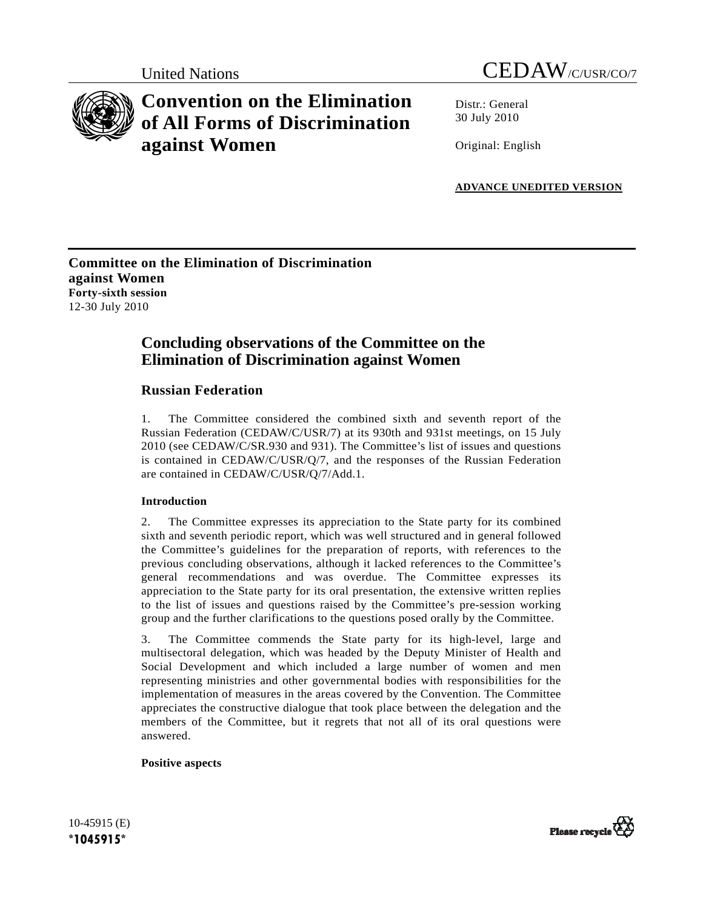United Nations CEDAW/C/USR/CO/7

# Convention on the Elimination of All Forms of Discrimination against Women

Distr.: General
30 July 2010

Original: English

**ADVANCE UNEDITED VERSION**

**Committee on the Elimination of Discrimination against Women**
**Forty-sixth session**
12-30 July 2010

## Concluding observations of the Committee on the Elimination of Discrimination against Women

### Russian Federation

1. The Committee considered the combined sixth and seventh report of the Russian Federation (CEDAW/C/USR/7) at its 930th and 931st meetings, on 15 July 2010 (see CEDAW/C/SR.930 and 931). The Committee's list of issues and questions is contained in CEDAW/C/USR/Q/7, and the responses of the Russian Federation are contained in CEDAW/C/USR/Q/7/Add.1.

**Introduction**

2. The Committee expresses its appreciation to the State party for its combined sixth and seventh periodic report, which was well structured and in general followed the Committee's guidelines for the preparation of reports, with references to the previous concluding observations, although it lacked references to the Committee's general recommendations and was overdue. The Committee expresses its appreciation to the State party for its oral presentation, the extensive written replies to the list of issues and questions raised by the Committee's pre-session working group and the further clarifications to the questions posed orally by the Committee.

3. The Committee commends the State party for its high-level, large and multisectoral delegation, which was headed by the Deputy Minister of Health and Social Development and which included a large number of women and men representing ministries and other governmental bodies with responsibilities for the implementation of measures in the areas covered by the Convention. The Committee appreciates the constructive dialogue that took place between the delegation and the members of the Committee, but it regrets that not all of its oral questions were answered.

**Positive aspects**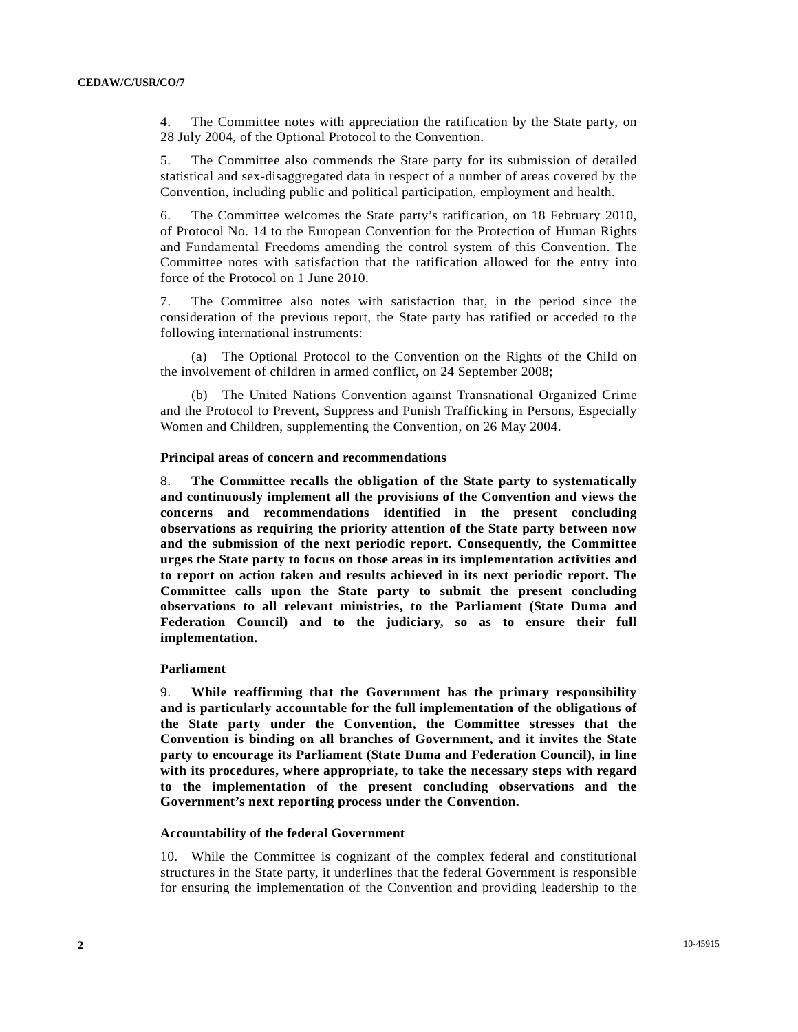4. The Committee notes with appreciation the ratification by the State party, on 28 July 2004, of the Optional Protocol to the Convention.

5. The Committee also commends the State party for its submission of detailed statistical and sex-disaggregated data in respect of a number of areas covered by the Convention, including public and political participation, employment and health.

6. The Committee welcomes the State party's ratification, on 18 February 2010, of Protocol No. 14 to the European Convention for the Protection of Human Rights and Fundamental Freedoms amending the control system of this Convention. The Committee notes with satisfaction that the ratification allowed for the entry into force of the Protocol on 1 June 2010.

7. The Committee also notes with satisfaction that, in the period since the consideration of the previous report, the State party has ratified or acceded to the following international instruments:

(a) The Optional Protocol to the Convention on the Rights of the Child on the involvement of children in armed conflict, on 24 September 2008;

(b) The United Nations Convention against Transnational Organized Crime and the Protocol to Prevent, Suppress and Punish Trafficking in Persons, Especially Women and Children, supplementing the Convention, on 26 May 2004.

### Principal areas of concern and recommendations

8. **The Committee recalls the obligation of the State party to systematically and continuously implement all the provisions of the Convention and views the concerns and recommendations identified in the present concluding observations as requiring the priority attention of the State party between now and the submission of the next periodic report. Consequently, the Committee urges the State party to focus on those areas in its implementation activities and to report on action taken and results achieved in its next periodic report. The Committee calls upon the State party to submit the present concluding observations to all relevant ministries, to the Parliament (State Duma and Federation Council) and to the judiciary, so as to ensure their full implementation.**

### Parliament

9. **While reaffirming that the Government has the primary responsibility and is particularly accountable for the full implementation of the obligations of the State party under the Convention, the Committee stresses that the Convention is binding on all branches of Government, and it invites the State party to encourage its Parliament (State Duma and Federation Council), in line with its procedures, where appropriate, to take the necessary steps with regard to the implementation of the present concluding observations and the Government's next reporting process under the Convention.**

### Accountability of the federal Government

10. While the Committee is cognizant of the complex federal and constitutional structures in the State party, it underlines that the federal Government is responsible for ensuring the implementation of the Convention and providing leadership to the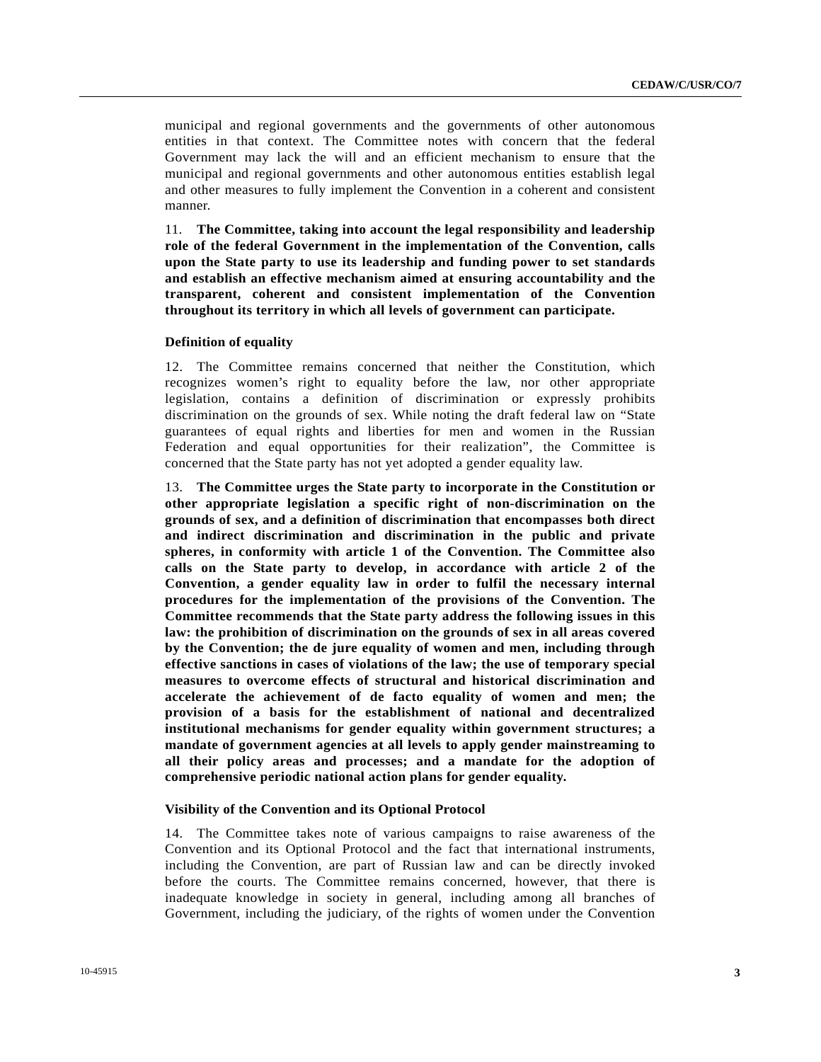municipal and regional governments and the governments of other autonomous entities in that context. The Committee notes with concern that the federal Government may lack the will and an efficient mechanism to ensure that the municipal and regional governments and other autonomous entities establish legal and other measures to fully implement the Convention in a coherent and consistent manner.

11. **The Committee, taking into account the legal responsibility and leadership role of the federal Government in the implementation of the Convention, calls upon the State party to use its leadership and funding power to set standards and establish an effective mechanism aimed at ensuring accountability and the transparent, coherent and consistent implementation of the Convention throughout its territory in which all levels of government can participate.**

### Definition of equality

12. The Committee remains concerned that neither the Constitution, which recognizes women's right to equality before the law, nor other appropriate legislation, contains a definition of discrimination or expressly prohibits discrimination on the grounds of sex. While noting the draft federal law on "State guarantees of equal rights and liberties for men and women in the Russian Federation and equal opportunities for their realization", the Committee is concerned that the State party has not yet adopted a gender equality law.

13. **The Committee urges the State party to incorporate in the Constitution or other appropriate legislation a specific right of non-discrimination on the grounds of sex, and a definition of discrimination that encompasses both direct and indirect discrimination and discrimination in the public and private spheres, in conformity with article 1 of the Convention. The Committee also calls on the State party to develop, in accordance with article 2 of the Convention, a gender equality law in order to fulfil the necessary internal procedures for the implementation of the provisions of the Convention. The Committee recommends that the State party address the following issues in this law: the prohibition of discrimination on the grounds of sex in all areas covered by the Convention; the de jure equality of women and men, including through effective sanctions in cases of violations of the law; the use of temporary special measures to overcome effects of structural and historical discrimination and accelerate the achievement of de facto equality of women and men; the provision of a basis for the establishment of national and decentralized institutional mechanisms for gender equality within government structures; a mandate of government agencies at all levels to apply gender mainstreaming to all their policy areas and processes; and a mandate for the adoption of comprehensive periodic national action plans for gender equality.**

### Visibility of the Convention and its Optional Protocol

14. The Committee takes note of various campaigns to raise awareness of the Convention and its Optional Protocol and the fact that international instruments, including the Convention, are part of Russian law and can be directly invoked before the courts. The Committee remains concerned, however, that there is inadequate knowledge in society in general, including among all branches of Government, including the judiciary, of the rights of women under the Convention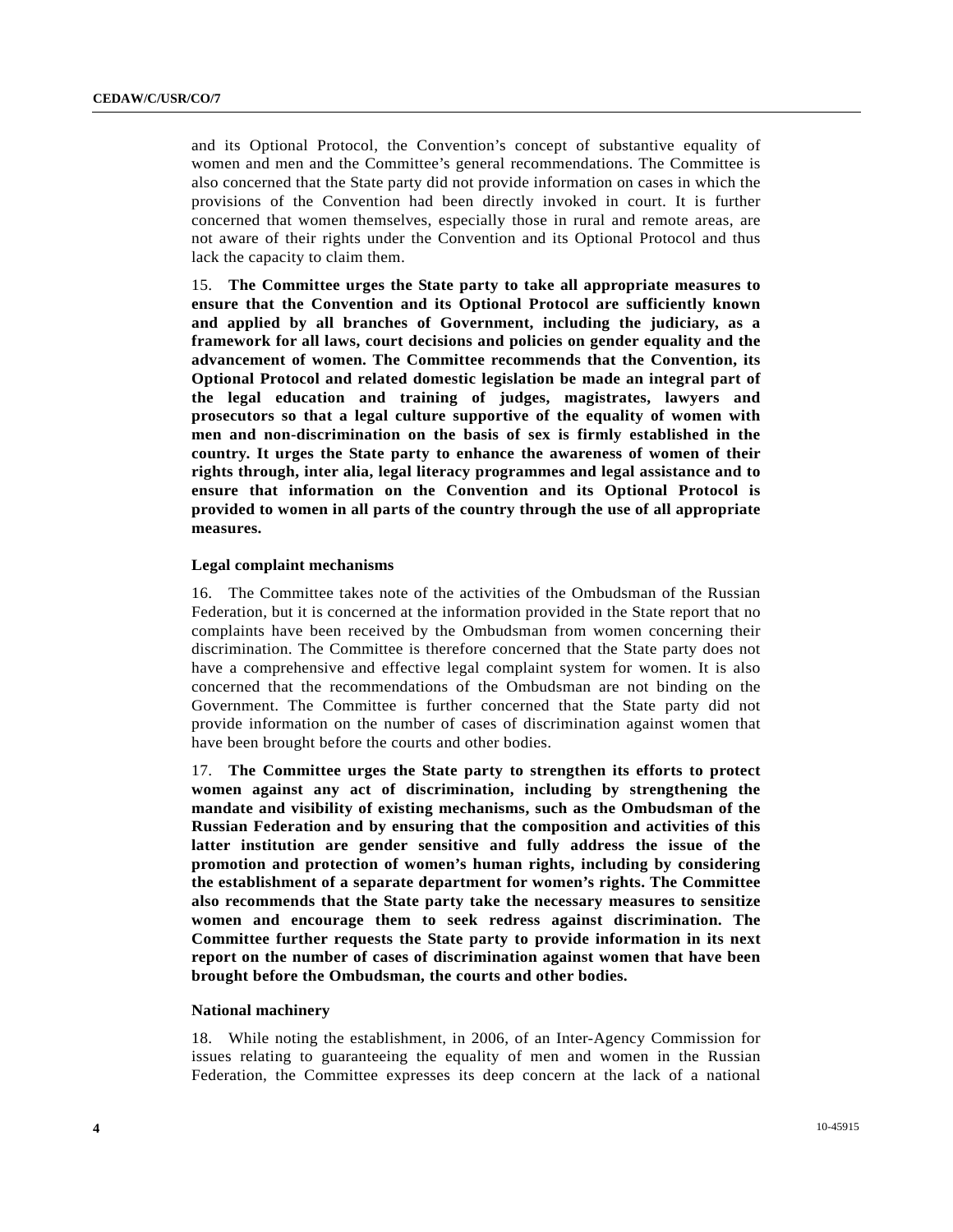and its Optional Protocol, the Convention's concept of substantive equality of women and men and the Committee's general recommendations. The Committee is also concerned that the State party did not provide information on cases in which the provisions of the Convention had been directly invoked in court. It is further concerned that women themselves, especially those in rural and remote areas, are not aware of their rights under the Convention and its Optional Protocol and thus lack the capacity to claim them.

15. **The Committee urges the State party to take all appropriate measures to ensure that the Convention and its Optional Protocol are sufficiently known and applied by all branches of Government, including the judiciary, as a framework for all laws, court decisions and policies on gender equality and the advancement of women. The Committee recommends that the Convention, its Optional Protocol and related domestic legislation be made an integral part of the legal education and training of judges, magistrates, lawyers and prosecutors so that a legal culture supportive of the equality of women with men and non-discrimination on the basis of sex is firmly established in the country. It urges the State party to enhance the awareness of women of their rights through, inter alia, legal literacy programmes and legal assistance and to ensure that information on the Convention and its Optional Protocol is provided to women in all parts of the country through the use of all appropriate measures.**

### Legal complaint mechanisms

16. The Committee takes note of the activities of the Ombudsman of the Russian Federation, but it is concerned at the information provided in the State report that no complaints have been received by the Ombudsman from women concerning their discrimination. The Committee is therefore concerned that the State party does not have a comprehensive and effective legal complaint system for women. It is also concerned that the recommendations of the Ombudsman are not binding on the Government. The Committee is further concerned that the State party did not provide information on the number of cases of discrimination against women that have been brought before the courts and other bodies.

17. **The Committee urges the State party to strengthen its efforts to protect women against any act of discrimination, including by strengthening the mandate and visibility of existing mechanisms, such as the Ombudsman of the Russian Federation and by ensuring that the composition and activities of this latter institution are gender sensitive and fully address the issue of the promotion and protection of women's human rights, including by considering the establishment of a separate department for women's rights. The Committee also recommends that the State party take the necessary measures to sensitize women and encourage them to seek redress against discrimination. The Committee further requests the State party to provide information in its next report on the number of cases of discrimination against women that have been brought before the Ombudsman, the courts and other bodies.**

### National machinery

18. While noting the establishment, in 2006, of an Inter-Agency Commission for issues relating to guaranteeing the equality of men and women in the Russian Federation, the Committee expresses its deep concern at the lack of a national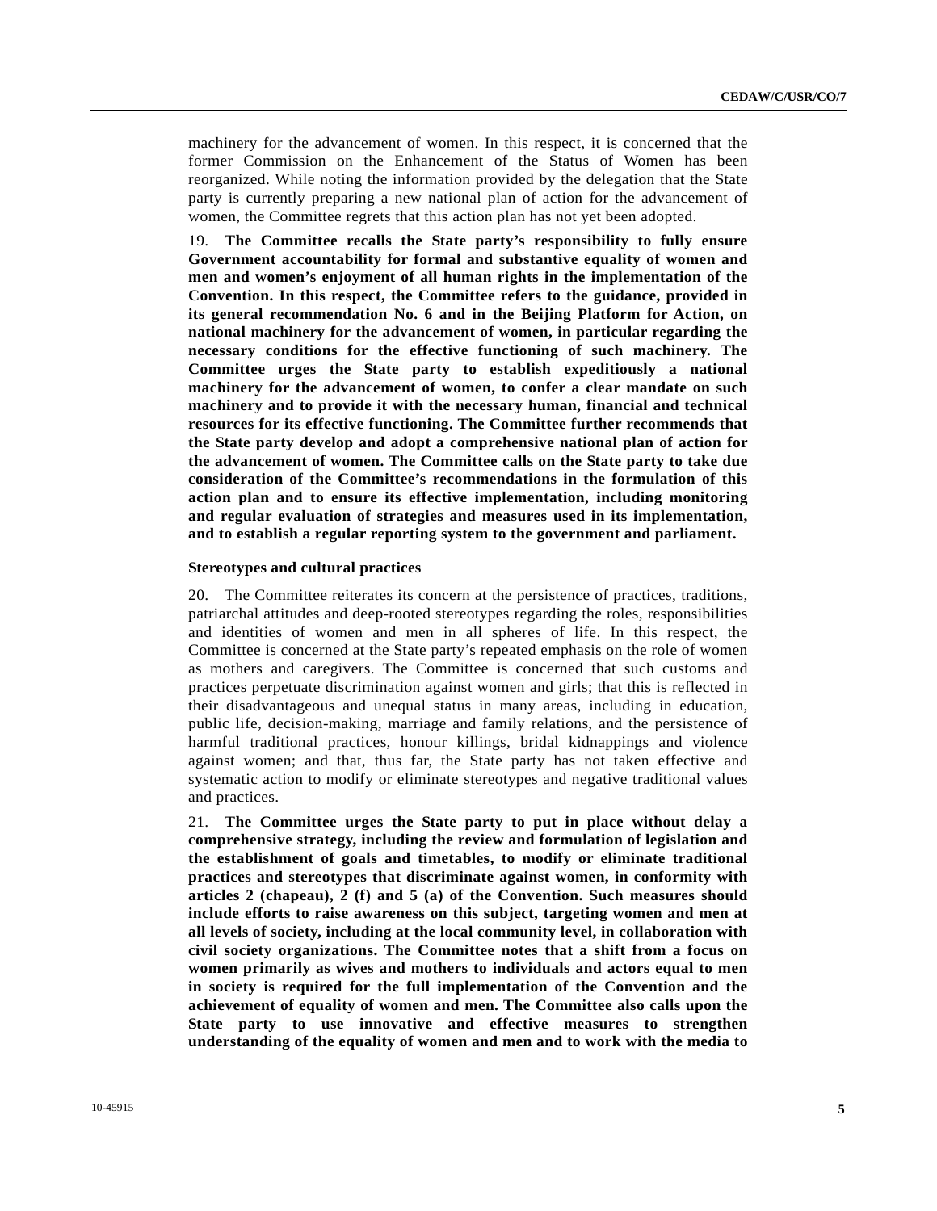machinery for the advancement of women. In this respect, it is concerned that the former Commission on the Enhancement of the Status of Women has been reorganized. While noting the information provided by the delegation that the State party is currently preparing a new national plan of action for the advancement of women, the Committee regrets that this action plan has not yet been adopted.

19. **The Committee recalls the State party's responsibility to fully ensure Government accountability for formal and substantive equality of women and men and women's enjoyment of all human rights in the implementation of the Convention. In this respect, the Committee refers to the guidance, provided in its general recommendation No. 6 and in the Beijing Platform for Action, on national machinery for the advancement of women, in particular regarding the necessary conditions for the effective functioning of such machinery. The Committee urges the State party to establish expeditiously a national machinery for the advancement of women, to confer a clear mandate on such machinery and to provide it with the necessary human, financial and technical resources for its effective functioning. The Committee further recommends that the State party develop and adopt a comprehensive national plan of action for the advancement of women. The Committee calls on the State party to take due consideration of the Committee's recommendations in the formulation of this action plan and to ensure its effective implementation, including monitoring and regular evaluation of strategies and measures used in its implementation, and to establish a regular reporting system to the government and parliament.**

#### Stereotypes and cultural practices

20. The Committee reiterates its concern at the persistence of practices, traditions, patriarchal attitudes and deep-rooted stereotypes regarding the roles, responsibilities and identities of women and men in all spheres of life. In this respect, the Committee is concerned at the State party's repeated emphasis on the role of women as mothers and caregivers. The Committee is concerned that such customs and practices perpetuate discrimination against women and girls; that this is reflected in their disadvantageous and unequal status in many areas, including in education, public life, decision-making, marriage and family relations, and the persistence of harmful traditional practices, honour killings, bridal kidnappings and violence against women; and that, thus far, the State party has not taken effective and systematic action to modify or eliminate stereotypes and negative traditional values and practices.

21. **The Committee urges the State party to put in place without delay a comprehensive strategy, including the review and formulation of legislation and the establishment of goals and timetables, to modify or eliminate traditional practices and stereotypes that discriminate against women, in conformity with articles 2 (chapeau), 2 (f) and 5 (a) of the Convention. Such measures should include efforts to raise awareness on this subject, targeting women and men at all levels of society, including at the local community level, in collaboration with civil society organizations. The Committee notes that a shift from a focus on women primarily as wives and mothers to individuals and actors equal to men in society is required for the full implementation of the Convention and the achievement of equality of women and men. The Committee also calls upon the State party to use innovative and effective measures to strengthen understanding of the equality of women and men and to work with the media to**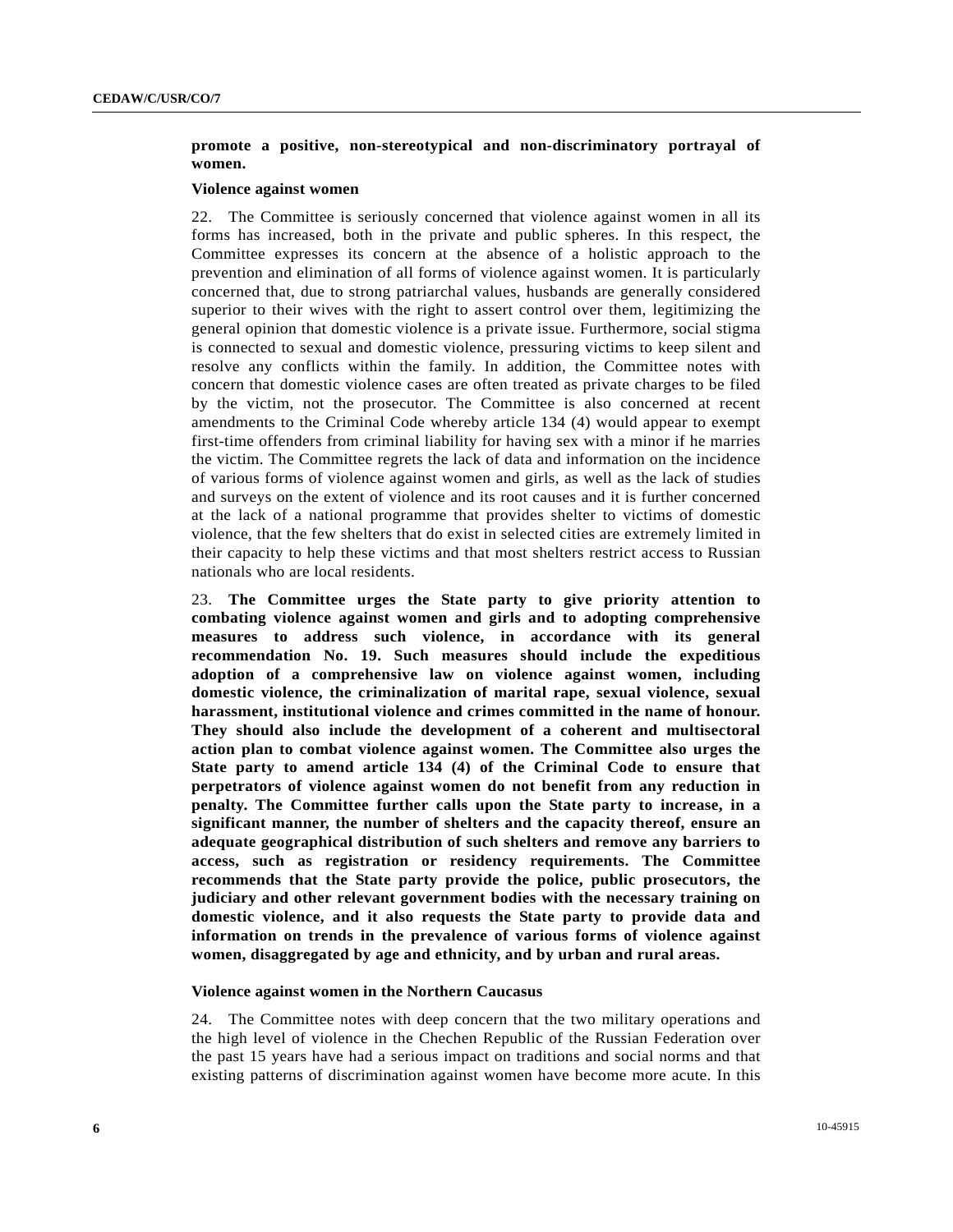**promote a positive, non-stereotypical and non-discriminatory portrayal of women.**

**Violence against women**

22. The Committee is seriously concerned that violence against women in all its forms has increased, both in the private and public spheres. In this respect, the Committee expresses its concern at the absence of a holistic approach to the prevention and elimination of all forms of violence against women. It is particularly concerned that, due to strong patriarchal values, husbands are generally considered superior to their wives with the right to assert control over them, legitimizing the general opinion that domestic violence is a private issue. Furthermore, social stigma is connected to sexual and domestic violence, pressuring victims to keep silent and resolve any conflicts within the family. In addition, the Committee notes with concern that domestic violence cases are often treated as private charges to be filed by the victim, not the prosecutor. The Committee is also concerned at recent amendments to the Criminal Code whereby article 134 (4) would appear to exempt first-time offenders from criminal liability for having sex with a minor if he marries the victim. The Committee regrets the lack of data and information on the incidence of various forms of violence against women and girls, as well as the lack of studies and surveys on the extent of violence and its root causes and it is further concerned at the lack of a national programme that provides shelter to victims of domestic violence, that the few shelters that do exist in selected cities are extremely limited in their capacity to help these victims and that most shelters restrict access to Russian nationals who are local residents.

23. **The Committee urges the State party to give priority attention to combating violence against women and girls and to adopting comprehensive measures to address such violence, in accordance with its general recommendation No. 19. Such measures should include the expeditious adoption of a comprehensive law on violence against women, including domestic violence, the criminalization of marital rape, sexual violence, sexual harassment, institutional violence and crimes committed in the name of honour. They should also include the development of a coherent and multisectoral action plan to combat violence against women. The Committee also urges the State party to amend article 134 (4) of the Criminal Code to ensure that perpetrators of violence against women do not benefit from any reduction in penalty. The Committee further calls upon the State party to increase, in a significant manner, the number of shelters and the capacity thereof, ensure an adequate geographical distribution of such shelters and remove any barriers to access, such as registration or residency requirements. The Committee recommends that the State party provide the police, public prosecutors, the judiciary and other relevant government bodies with the necessary training on domestic violence, and it also requests the State party to provide data and information on trends in the prevalence of various forms of violence against women, disaggregated by age and ethnicity, and by urban and rural areas.**

**Violence against women in the Northern Caucasus**

24. The Committee notes with deep concern that the two military operations and the high level of violence in the Chechen Republic of the Russian Federation over the past 15 years have had a serious impact on traditions and social norms and that existing patterns of discrimination against women have become more acute. In this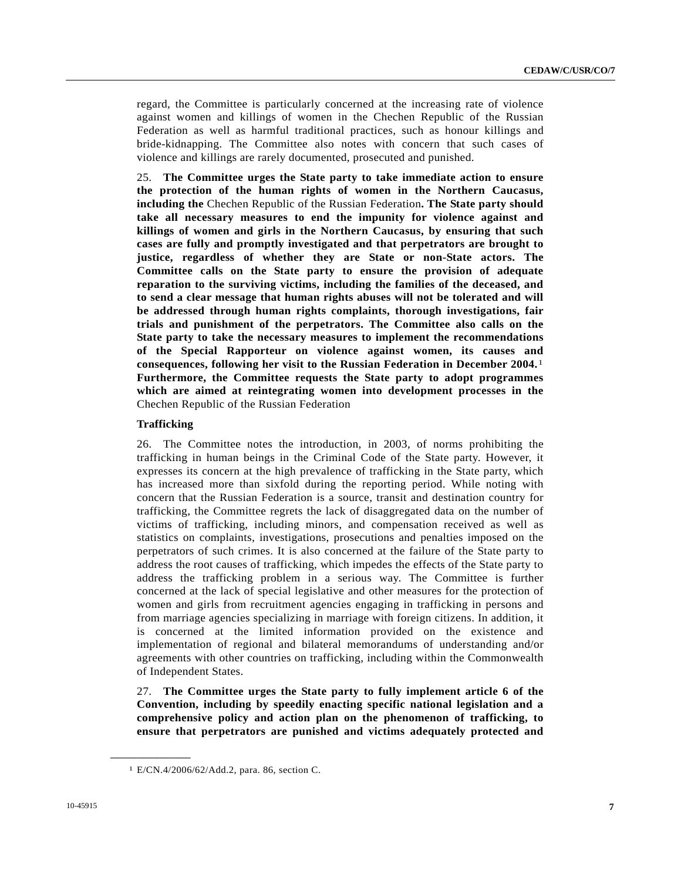regard, the Committee is particularly concerned at the increasing rate of violence against women and killings of women in the Chechen Republic of the Russian Federation as well as harmful traditional practices, such as honour killings and bride-kidnapping. The Committee also notes with concern that such cases of violence and killings are rarely documented, prosecuted and punished.

25. **The Committee urges the State party to take immediate action to ensure the protection of the human rights of women in the Northern Caucasus, including the** Chechen Republic of the Russian Federation**. The State party should take all necessary measures to end the impunity for violence against and killings of women and girls in the Northern Caucasus, by ensuring that such cases are fully and promptly investigated and that perpetrators are brought to justice, regardless of whether they are State or non-State actors. The Committee calls on the State party to ensure the provision of adequate reparation to the surviving victims, including the families of the deceased, and to send a clear message that human rights abuses will not be tolerated and will be addressed through human rights complaints, thorough investigations, fair trials and punishment of the perpetrators. The Committee also calls on the State party to take the necessary measures to implement the recommendations of the Special Rapporteur on violence against women, its causes and consequences, following her visit to the Russian Federation in December 2004.**[1] **Furthermore, the Committee requests the State party to adopt programmes which are aimed at reintegrating women into development processes in the** Chechen Republic of the Russian Federation

#### Trafficking

26. The Committee notes the introduction, in 2003, of norms prohibiting the trafficking in human beings in the Criminal Code of the State party. However, it expresses its concern at the high prevalence of trafficking in the State party, which has increased more than sixfold during the reporting period. While noting with concern that the Russian Federation is a source, transit and destination country for trafficking, the Committee regrets the lack of disaggregated data on the number of victims of trafficking, including minors, and compensation received as well as statistics on complaints, investigations, prosecutions and penalties imposed on the perpetrators of such crimes. It is also concerned at the failure of the State party to address the root causes of trafficking, which impedes the effects of the State party to address the trafficking problem in a serious way. The Committee is further concerned at the lack of special legislative and other measures for the protection of women and girls from recruitment agencies engaging in trafficking in persons and from marriage agencies specializing in marriage with foreign citizens. In addition, it is concerned at the limited information provided on the existence and implementation of regional and bilateral memorandums of understanding and/or agreements with other countries on trafficking, including within the Commonwealth of Independent States.

27. **The Committee urges the State party to fully implement article 6 of the Convention, including by speedily enacting specific national legislation and a comprehensive policy and action plan on the phenomenon of trafficking, to ensure that perpetrators are punished and victims adequately protected and**

---

[1] E/CN.4/2006/62/Add.2, para. 86, section C.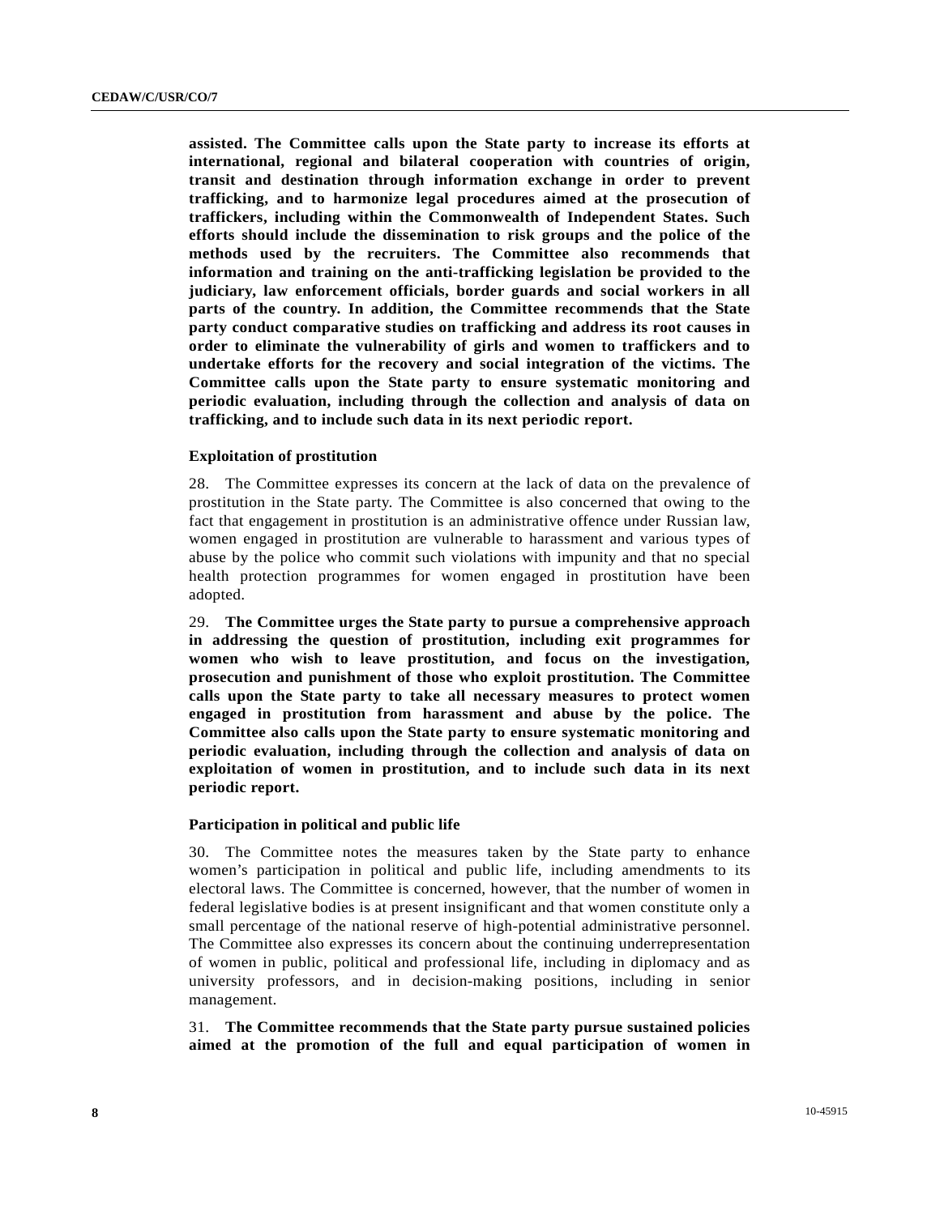**assisted. The Committee calls upon the State party to increase its efforts at international, regional and bilateral cooperation with countries of origin, transit and destination through information exchange in order to prevent trafficking, and to harmonize legal procedures aimed at the prosecution of traffickers, including within the Commonwealth of Independent States. Such efforts should include the dissemination to risk groups and the police of the methods used by the recruiters. The Committee also recommends that information and training on the anti-trafficking legislation be provided to the judiciary, law enforcement officials, border guards and social workers in all parts of the country. In addition, the Committee recommends that the State party conduct comparative studies on trafficking and address its root causes in order to eliminate the vulnerability of girls and women to traffickers and to undertake efforts for the recovery and social integration of the victims. The Committee calls upon the State party to ensure systematic monitoring and periodic evaluation, including through the collection and analysis of data on trafficking, and to include such data in its next periodic report.**

### Exploitation of prostitution

28. The Committee expresses its concern at the lack of data on the prevalence of prostitution in the State party. The Committee is also concerned that owing to the fact that engagement in prostitution is an administrative offence under Russian law, women engaged in prostitution are vulnerable to harassment and various types of abuse by the police who commit such violations with impunity and that no special health protection programmes for women engaged in prostitution have been adopted.

29. **The Committee urges the State party to pursue a comprehensive approach in addressing the question of prostitution, including exit programmes for women who wish to leave prostitution, and focus on the investigation, prosecution and punishment of those who exploit prostitution. The Committee calls upon the State party to take all necessary measures to protect women engaged in prostitution from harassment and abuse by the police. The Committee also calls upon the State party to ensure systematic monitoring and periodic evaluation, including through the collection and analysis of data on exploitation of women in prostitution, and to include such data in its next periodic report.**

### Participation in political and public life

30. The Committee notes the measures taken by the State party to enhance women's participation in political and public life, including amendments to its electoral laws. The Committee is concerned, however, that the number of women in federal legislative bodies is at present insignificant and that women constitute only a small percentage of the national reserve of high-potential administrative personnel. The Committee also expresses its concern about the continuing underrepresentation of women in public, political and professional life, including in diplomacy and as university professors, and in decision-making positions, including in senior management.

31. **The Committee recommends that the State party pursue sustained policies aimed at the promotion of the full and equal participation of women in**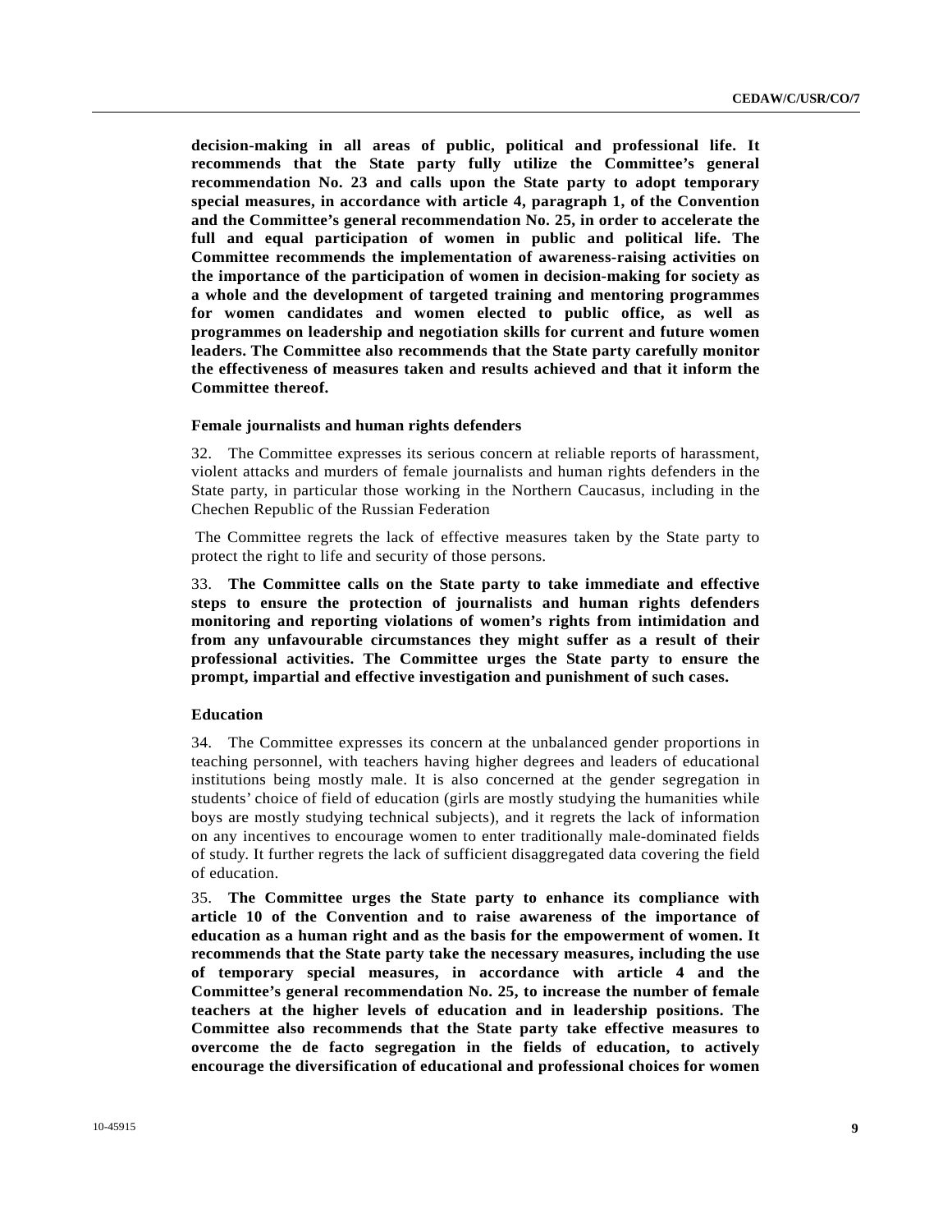**decision-making in all areas of public, political and professional life. It recommends that the State party fully utilize the Committee's general recommendation No. 23 and calls upon the State party to adopt temporary special measures, in accordance with article 4, paragraph 1, of the Convention and the Committee's general recommendation No. 25, in order to accelerate the full and equal participation of women in public and political life. The Committee recommends the implementation of awareness-raising activities on the importance of the participation of women in decision-making for society as a whole and the development of targeted training and mentoring programmes for women candidates and women elected to public office, as well as programmes on leadership and negotiation skills for current and future women leaders. The Committee also recommends that the State party carefully monitor the effectiveness of measures taken and results achieved and that it inform the Committee thereof.**

### Female journalists and human rights defenders

32. The Committee expresses its serious concern at reliable reports of harassment, violent attacks and murders of female journalists and human rights defenders in the State party, in particular those working in the Northern Caucasus, including in the Chechen Republic of the Russian Federation

The Committee regrets the lack of effective measures taken by the State party to protect the right to life and security of those persons.

33. **The Committee calls on the State party to take immediate and effective steps to ensure the protection of journalists and human rights defenders monitoring and reporting violations of women's rights from intimidation and from any unfavourable circumstances they might suffer as a result of their professional activities. The Committee urges the State party to ensure the prompt, impartial and effective investigation and punishment of such cases.**

### Education

34. The Committee expresses its concern at the unbalanced gender proportions in teaching personnel, with teachers having higher degrees and leaders of educational institutions being mostly male. It is also concerned at the gender segregation in students' choice of field of education (girls are mostly studying the humanities while boys are mostly studying technical subjects), and it regrets the lack of information on any incentives to encourage women to enter traditionally male-dominated fields of study. It further regrets the lack of sufficient disaggregated data covering the field of education.

35. **The Committee urges the State party to enhance its compliance with article 10 of the Convention and to raise awareness of the importance of education as a human right and as the basis for the empowerment of women. It recommends that the State party take the necessary measures, including the use of temporary special measures, in accordance with article 4 and the Committee's general recommendation No. 25, to increase the number of female teachers at the higher levels of education and in leadership positions. The Committee also recommends that the State party take effective measures to overcome the de facto segregation in the fields of education, to actively encourage the diversification of educational and professional choices for women**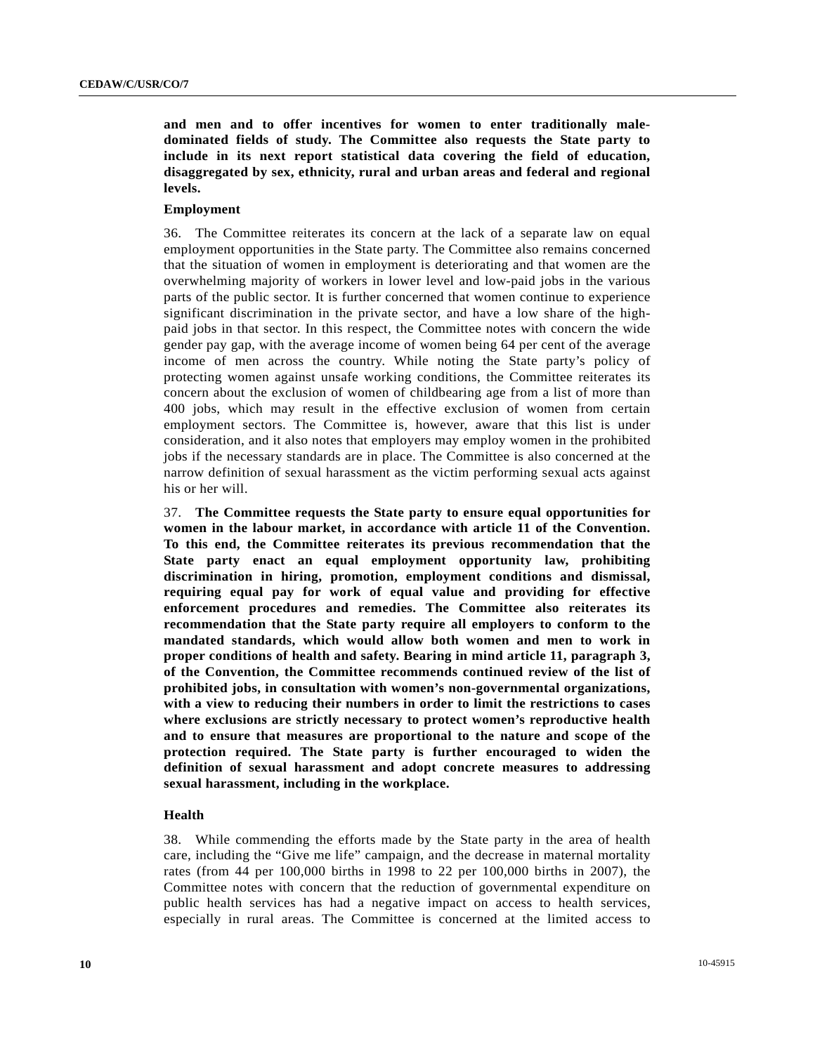**and men and to offer incentives for women to enter traditionally male-dominated fields of study. The Committee also requests the State party to include in its next report statistical data covering the field of education, disaggregated by sex, ethnicity, rural and urban areas and federal and regional levels.**

### Employment

36. The Committee reiterates its concern at the lack of a separate law on equal employment opportunities in the State party. The Committee also remains concerned that the situation of women in employment is deteriorating and that women are the overwhelming majority of workers in lower level and low-paid jobs in the various parts of the public sector. It is further concerned that women continue to experience significant discrimination in the private sector, and have a low share of the high-paid jobs in that sector. In this respect, the Committee notes with concern the wide gender pay gap, with the average income of women being 64 per cent of the average income of men across the country. While noting the State party's policy of protecting women against unsafe working conditions, the Committee reiterates its concern about the exclusion of women of childbearing age from a list of more than 400 jobs, which may result in the effective exclusion of women from certain employment sectors. The Committee is, however, aware that this list is under consideration, and it also notes that employers may employ women in the prohibited jobs if the necessary standards are in place. The Committee is also concerned at the narrow definition of sexual harassment as the victim performing sexual acts against his or her will.

37. **The Committee requests the State party to ensure equal opportunities for women in the labour market, in accordance with article 11 of the Convention. To this end, the Committee reiterates its previous recommendation that the State party enact an equal employment opportunity law, prohibiting discrimination in hiring, promotion, employment conditions and dismissal, requiring equal pay for work of equal value and providing for effective enforcement procedures and remedies. The Committee also reiterates its recommendation that the State party require all employers to conform to the mandated standards, which would allow both women and men to work in proper conditions of health and safety. Bearing in mind article 11, paragraph 3, of the Convention, the Committee recommends continued review of the list of prohibited jobs, in consultation with women's non-governmental organizations, with a view to reducing their numbers in order to limit the restrictions to cases where exclusions are strictly necessary to protect women's reproductive health and to ensure that measures are proportional to the nature and scope of the protection required. The State party is further encouraged to widen the definition of sexual harassment and adopt concrete measures to addressing sexual harassment, including in the workplace.**

### Health

38. While commending the efforts made by the State party in the area of health care, including the "Give me life" campaign, and the decrease in maternal mortality rates (from 44 per 100,000 births in 1998 to 22 per 100,000 births in 2007), the Committee notes with concern that the reduction of governmental expenditure on public health services has had a negative impact on access to health services, especially in rural areas. The Committee is concerned at the limited access to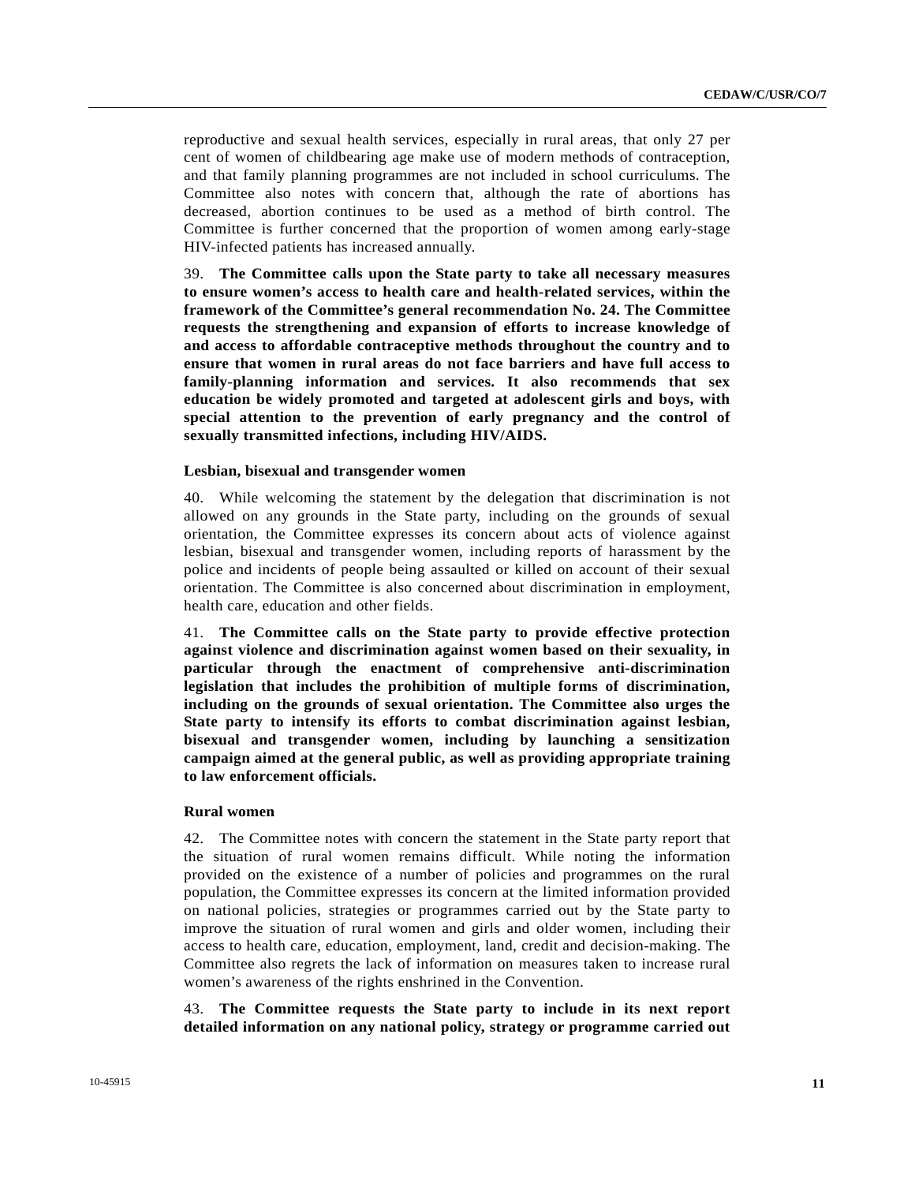reproductive and sexual health services, especially in rural areas, that only 27 per cent of women of childbearing age make use of modern methods of contraception, and that family planning programmes are not included in school curriculums. The Committee also notes with concern that, although the rate of abortions has decreased, abortion continues to be used as a method of birth control. The Committee is further concerned that the proportion of women among early-stage HIV-infected patients has increased annually.

39. **The Committee calls upon the State party to take all necessary measures to ensure women's access to health care and health-related services, within the framework of the Committee's general recommendation No. 24. The Committee requests the strengthening and expansion of efforts to increase knowledge of and access to affordable contraceptive methods throughout the country and to ensure that women in rural areas do not face barriers and have full access to family-planning information and services. It also recommends that sex education be widely promoted and targeted at adolescent girls and boys, with special attention to the prevention of early pregnancy and the control of sexually transmitted infections, including HIV/AIDS.**

### Lesbian, bisexual and transgender women

40. While welcoming the statement by the delegation that discrimination is not allowed on any grounds in the State party, including on the grounds of sexual orientation, the Committee expresses its concern about acts of violence against lesbian, bisexual and transgender women, including reports of harassment by the police and incidents of people being assaulted or killed on account of their sexual orientation. The Committee is also concerned about discrimination in employment, health care, education and other fields.

41. **The Committee calls on the State party to provide effective protection against violence and discrimination against women based on their sexuality, in particular through the enactment of comprehensive anti-discrimination legislation that includes the prohibition of multiple forms of discrimination, including on the grounds of sexual orientation. The Committee also urges the State party to intensify its efforts to combat discrimination against lesbian, bisexual and transgender women, including by launching a sensitization campaign aimed at the general public, as well as providing appropriate training to law enforcement officials.**

### Rural women

42. The Committee notes with concern the statement in the State party report that the situation of rural women remains difficult. While noting the information provided on the existence of a number of policies and programmes on the rural population, the Committee expresses its concern at the limited information provided on national policies, strategies or programmes carried out by the State party to improve the situation of rural women and girls and older women, including their access to health care, education, employment, land, credit and decision-making. The Committee also regrets the lack of information on measures taken to increase rural women's awareness of the rights enshrined in the Convention.

43. **The Committee requests the State party to include in its next report detailed information on any national policy, strategy or programme carried out**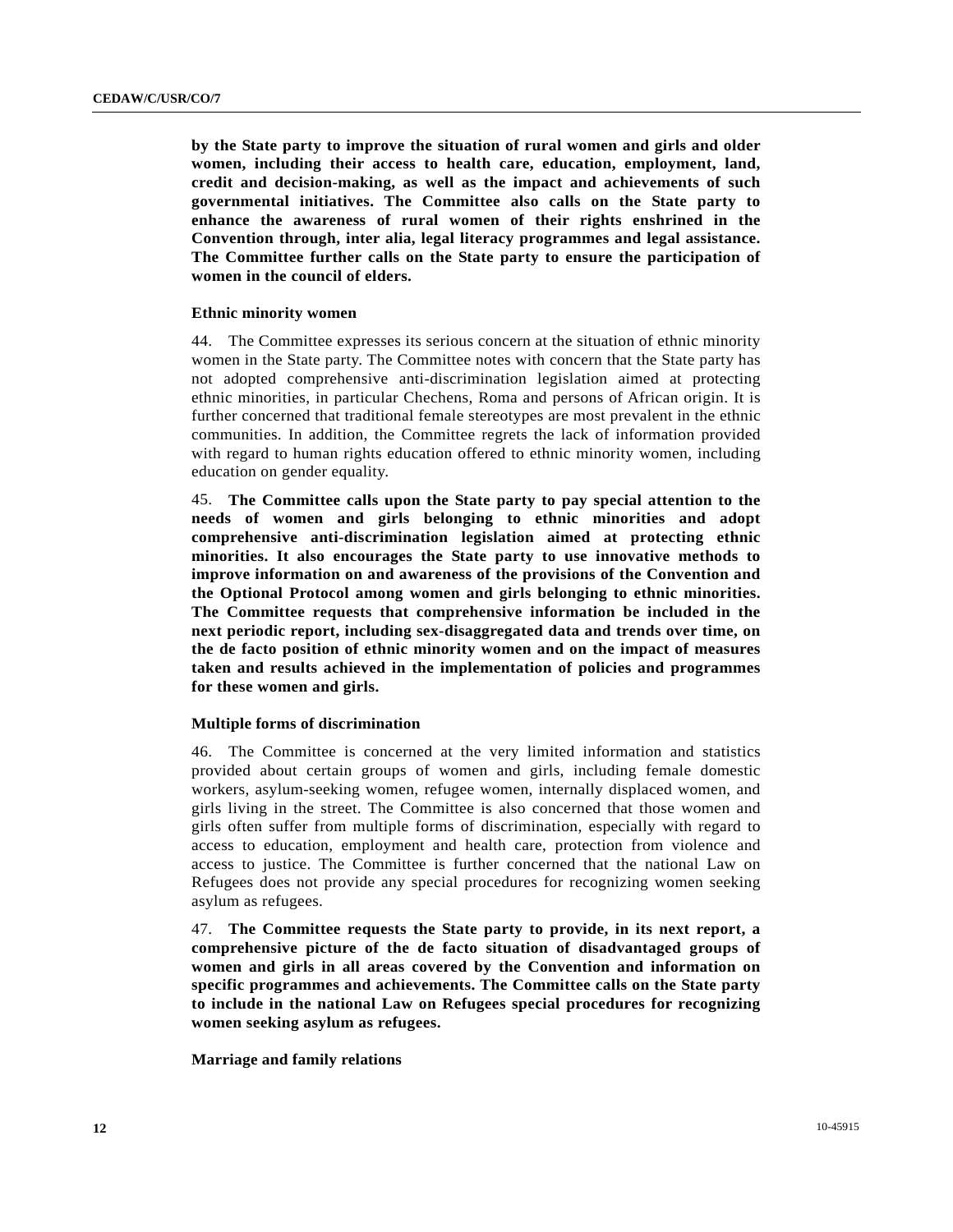**by the State party to improve the situation of rural women and girls and older women, including their access to health care, education, employment, land, credit and decision-making, as well as the impact and achievements of such governmental initiatives. The Committee also calls on the State party to enhance the awareness of rural women of their rights enshrined in the Convention through, inter alia, legal literacy programmes and legal assistance. The Committee further calls on the State party to ensure the participation of women in the council of elders.**

### Ethnic minority women

44. The Committee expresses its serious concern at the situation of ethnic minority women in the State party. The Committee notes with concern that the State party has not adopted comprehensive anti-discrimination legislation aimed at protecting ethnic minorities, in particular Chechens, Roma and persons of African origin. It is further concerned that traditional female stereotypes are most prevalent in the ethnic communities. In addition, the Committee regrets the lack of information provided with regard to human rights education offered to ethnic minority women, including education on gender equality.

45. **The Committee calls upon the State party to pay special attention to the needs of women and girls belonging to ethnic minorities and adopt comprehensive anti-discrimination legislation aimed at protecting ethnic minorities. It also encourages the State party to use innovative methods to improve information on and awareness of the provisions of the Convention and the Optional Protocol among women and girls belonging to ethnic minorities. The Committee requests that comprehensive information be included in the next periodic report, including sex-disaggregated data and trends over time, on the de facto position of ethnic minority women and on the impact of measures taken and results achieved in the implementation of policies and programmes for these women and girls.**

### Multiple forms of discrimination

46. The Committee is concerned at the very limited information and statistics provided about certain groups of women and girls, including female domestic workers, asylum-seeking women, refugee women, internally displaced women, and girls living in the street. The Committee is also concerned that those women and girls often suffer from multiple forms of discrimination, especially with regard to access to education, employment and health care, protection from violence and access to justice. The Committee is further concerned that the national Law on Refugees does not provide any special procedures for recognizing women seeking asylum as refugees.

47. **The Committee requests the State party to provide, in its next report, a comprehensive picture of the de facto situation of disadvantaged groups of women and girls in all areas covered by the Convention and information on specific programmes and achievements. The Committee calls on the State party to include in the national Law on Refugees special procedures for recognizing women seeking asylum as refugees.**

### Marriage and family relations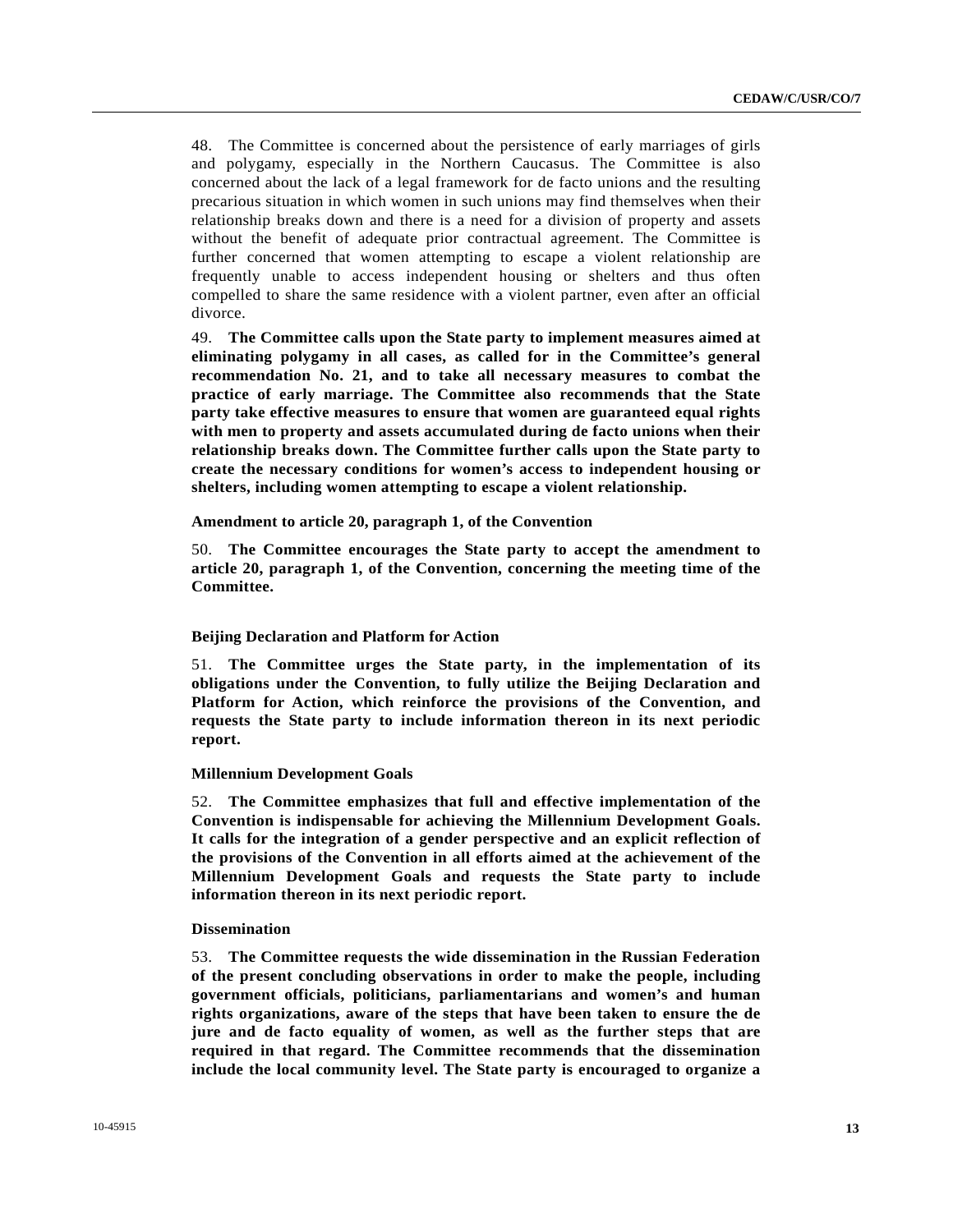48. The Committee is concerned about the persistence of early marriages of girls and polygamy, especially in the Northern Caucasus. The Committee is also concerned about the lack of a legal framework for de facto unions and the resulting precarious situation in which women in such unions may find themselves when their relationship breaks down and there is a need for a division of property and assets without the benefit of adequate prior contractual agreement. The Committee is further concerned that women attempting to escape a violent relationship are frequently unable to access independent housing or shelters and thus often compelled to share the same residence with a violent partner, even after an official divorce.

49. **The Committee calls upon the State party to implement measures aimed at eliminating polygamy in all cases, as called for in the Committee's general recommendation No. 21, and to take all necessary measures to combat the practice of early marriage. The Committee also recommends that the State party take effective measures to ensure that women are guaranteed equal rights with men to property and assets accumulated during de facto unions when their relationship breaks down. The Committee further calls upon the State party to create the necessary conditions for women's access to independent housing or shelters, including women attempting to escape a violent relationship.**

### Amendment to article 20, paragraph 1, of the Convention

50. **The Committee encourages the State party to accept the amendment to article 20, paragraph 1, of the Convention, concerning the meeting time of the Committee.**

### Beijing Declaration and Platform for Action

51. **The Committee urges the State party, in the implementation of its obligations under the Convention, to fully utilize the Beijing Declaration and Platform for Action, which reinforce the provisions of the Convention, and requests the State party to include information thereon in its next periodic report.**

### Millennium Development Goals

52. **The Committee emphasizes that full and effective implementation of the Convention is indispensable for achieving the Millennium Development Goals. It calls for the integration of a gender perspective and an explicit reflection of the provisions of the Convention in all efforts aimed at the achievement of the Millennium Development Goals and requests the State party to include information thereon in its next periodic report.**

### Dissemination

53. **The Committee requests the wide dissemination in the Russian Federation of the present concluding observations in order to make the people, including government officials, politicians, parliamentarians and women's and human rights organizations, aware of the steps that have been taken to ensure the de jure and de facto equality of women, as well as the further steps that are required in that regard. The Committee recommends that the dissemination include the local community level. The State party is encouraged to organize a**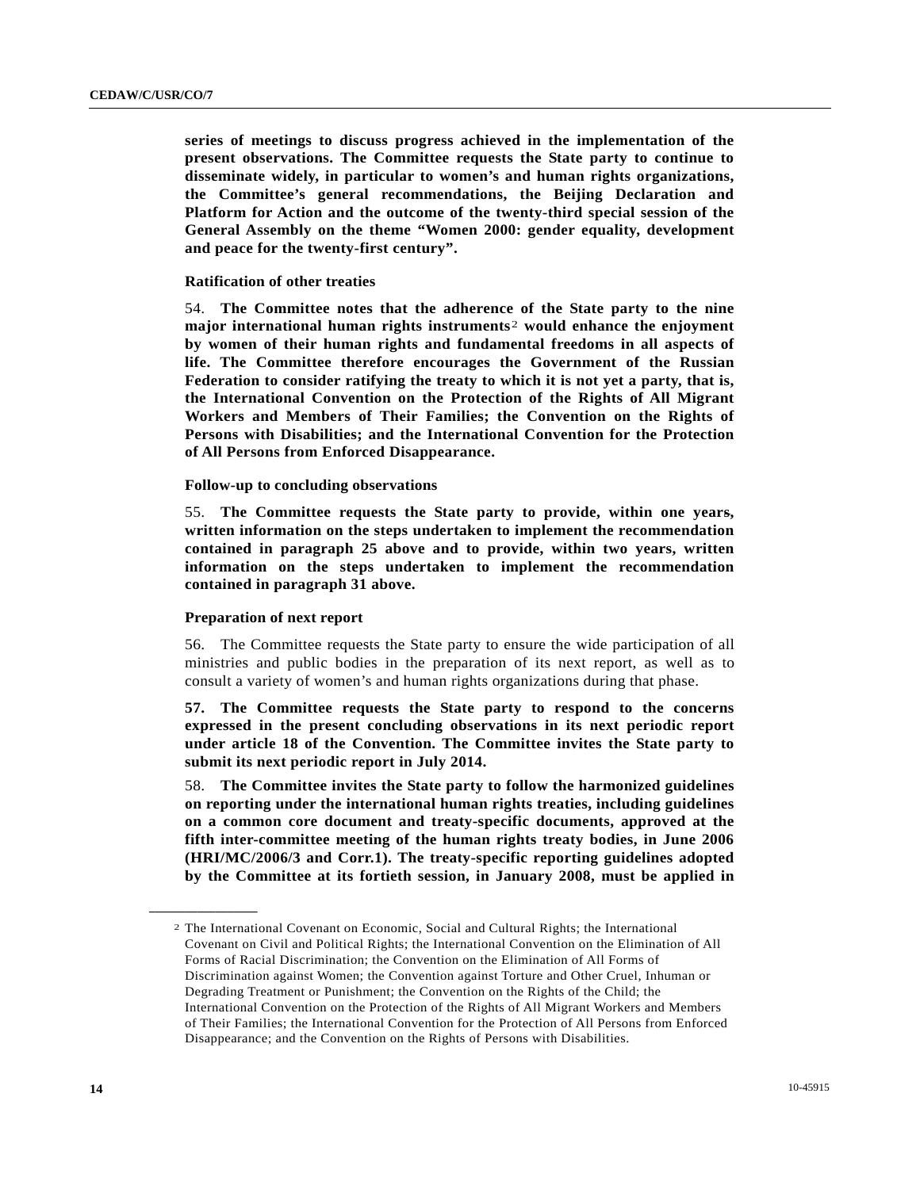**series of meetings to discuss progress achieved in the implementation of the present observations. The Committee requests the State party to continue to disseminate widely, in particular to women's and human rights organizations, the Committee's general recommendations, the Beijing Declaration and Platform for Action and the outcome of the twenty-third special session of the General Assembly on the theme "Women 2000: gender equality, development and peace for the twenty-first century".**

### Ratification of other treaties

54. **The Committee notes that the adherence of the State party to the nine major international human rights instruments[2] would enhance the enjoyment by women of their human rights and fundamental freedoms in all aspects of life. The Committee therefore encourages the Government of the Russian Federation to consider ratifying the treaty to which it is not yet a party, that is, the International Convention on the Protection of the Rights of All Migrant Workers and Members of Their Families; the Convention on the Rights of Persons with Disabilities; and the International Convention for the Protection of All Persons from Enforced Disappearance.**

### Follow-up to concluding observations

55. **The Committee requests the State party to provide, within one years, written information on the steps undertaken to implement the recommendation contained in paragraph 25 above and to provide, within two years, written information on the steps undertaken to implement the recommendation contained in paragraph 31 above.**

### Preparation of next report

56. The Committee requests the State party to ensure the wide participation of all ministries and public bodies in the preparation of its next report, as well as to consult a variety of women's and human rights organizations during that phase.

**57. The Committee requests the State party to respond to the concerns expressed in the present concluding observations in its next periodic report under article 18 of the Convention. The Committee invites the State party to submit its next periodic report in July 2014.**

58. **The Committee invites the State party to follow the harmonized guidelines on reporting under the international human rights treaties, including guidelines on a common core document and treaty-specific documents, approved at the fifth inter-committee meeting of the human rights treaty bodies, in June 2006 (HRI/MC/2006/3 and Corr.1). The treaty-specific reporting guidelines adopted by the Committee at its fortieth session, in January 2008, must be applied in**

---

[2] The International Covenant on Economic, Social and Cultural Rights; the International Covenant on Civil and Political Rights; the International Convention on the Elimination of All Forms of Racial Discrimination; the Convention on the Elimination of All Forms of Discrimination against Women; the Convention against Torture and Other Cruel, Inhuman or Degrading Treatment or Punishment; the Convention on the Rights of the Child; the International Convention on the Protection of the Rights of All Migrant Workers and Members of Their Families; the International Convention for the Protection of All Persons from Enforced Disappearance; and the Convention on the Rights of Persons with Disabilities.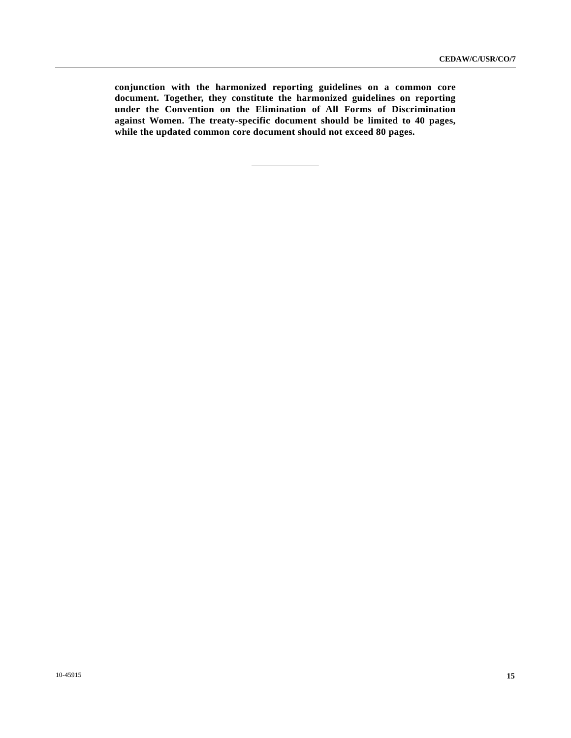**conjunction with the harmonized reporting guidelines on a common core document. Together, they constitute the harmonized guidelines on reporting under the Convention on the Elimination of All Forms of Discrimination against Women. The treaty-specific document should be limited to 40 pages, while the updated common core document should not exceed 80 pages.**